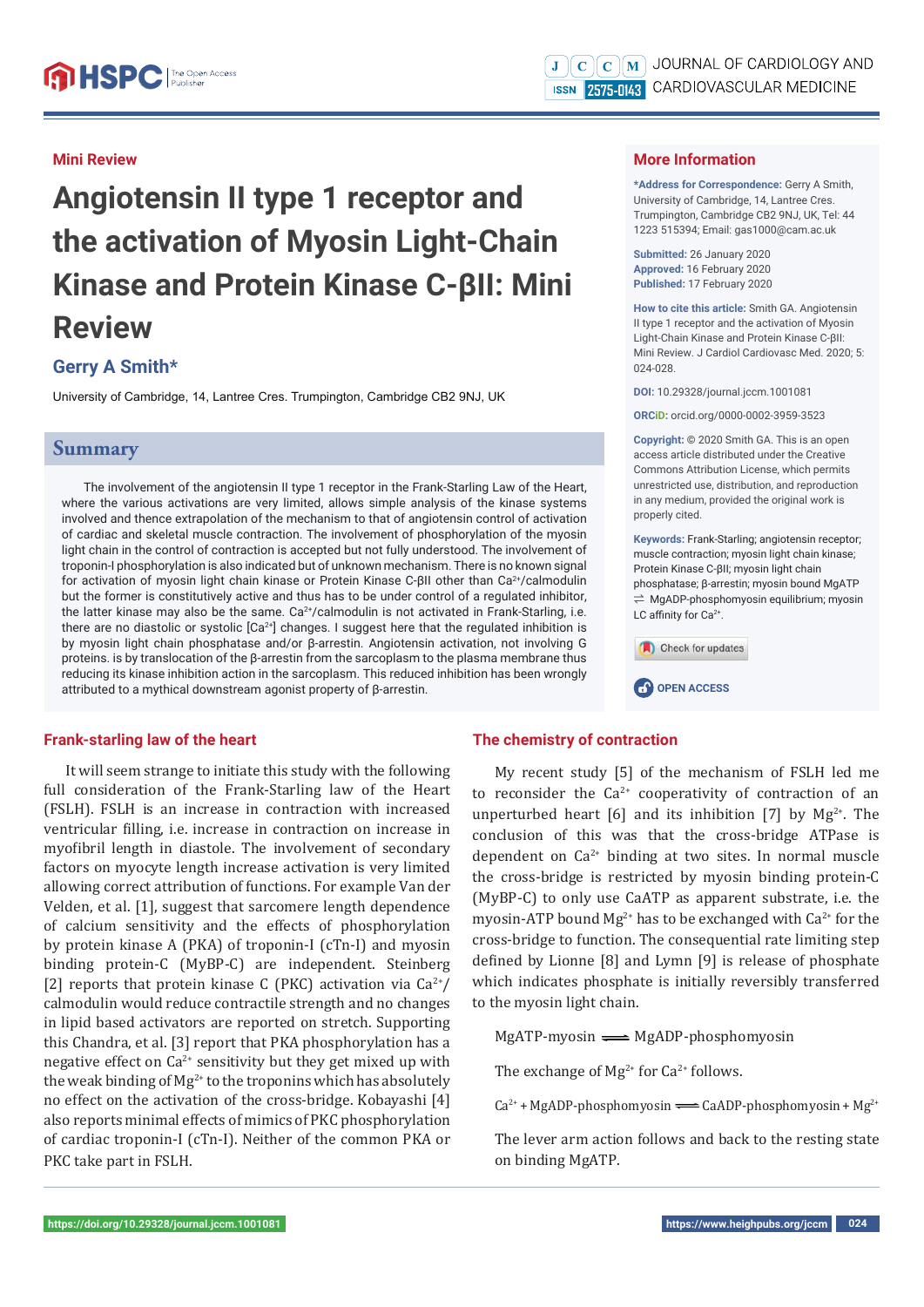Mini Review

# Angiotensin II type 1 receptor and the activation of Myosin Light-Chain Kinase and Protein Kinase C-βII: Mini Review

## Gerry A Smith*

University of Cambridge, 14, Lantree Cres. Trumpington, Cambridge CB2 9NJ, UK

## More Information

***Address for Correspondence:** Gerry A Smith, University of Cambridge, 14, Lantree Cres. Trumpington, Cambridge CB2 9NJ, UK, Tel: 44 1223 515394; Email: gas1000@cam.ac.uk

**Submitted:** 26 January 2020
**Approved:** 16 February 2020
**Published:** 17 February 2020

**How to cite this article:** Smith GA. Angiotensin II type 1 receptor and the activation of Myosin Light-Chain Kinase and Protein Kinase C-βII: Mini Review. J Cardiol Cardiovasc Med. 2020; 5: 024-028.

**DOI:** 10.29328/journal.jccm.1001081

**ORCiD:** orcid.org/0000-0002-3959-3523

**Copyright:** © 2020 Smith GA. This is an open access article distributed under the Creative Commons Attribution License, which permits unrestricted use, distribution, and reproduction in any medium, provided the original work is properly cited.

**Keywords:** Frank-Starling; angiotensin receptor; muscle contraction; myosin light chain kinase; Protein Kinase C-βII; myosin light chain phosphatase; β-arrestin; myosin bound MgATP ⇌ MgADP-phosphomyosin equilibrium; myosin LC affinity for $Ca^{2+}$.

OPEN ACCESS

## Summary

The involvement of the angiotensin II type 1 receptor in the Frank-Starling Law of the Heart, where the various activations are very limited, allows simple analysis of the kinase systems involved and thence extrapolation of the mechanism to that of angiotensin control of activation of cardiac and skeletal muscle contraction. The involvement of phosphorylation of the myosin light chain in the control of contraction is accepted but not fully understood. The involvement of troponin-I phosphorylation is also indicated but of unknown mechanism. There is no known signal for activation of myosin light chain kinase or Protein Kinase C-βII other than $Ca^{2+}$/calmodulin but the former is constitutively active and thus has to be under control of a regulated inhibitor, the latter kinase may also be the same. $Ca^{2+}$/calmodulin is not activated in Frank-Starling, i.e. there are no diastolic or systolic [$Ca^{2+}$] changes. I suggest here that the regulated inhibition is by myosin light chain phosphatase and/or β-arrestin. Angiotensin activation, not involving G proteins. is by translocation of the β-arrestin from the sarcoplasm to the plasma membrane thus reducing its kinase inhibition action in the sarcoplasm. This reduced inhibition has been wrongly attributed to a mythical downstream agonist property of β-arrestin.

## Frank-starling law of the heart

It will seem strange to initiate this study with the following full consideration of the Frank-Starling law of the Heart (FSLH). FSLH is an increase in contraction with increased ventricular filling, i.e. increase in contraction on increase in myofibril length in diastole. The involvement of secondary factors on myocyte length increase activation is very limited allowing correct attribution of functions. For example Van der Velden, et al. [1], suggest that sarcomere length dependence of calcium sensitivity and the effects of phosphorylation by protein kinase A (PKA) of troponin-I (cTn-I) and myosin binding protein-C (MyBP-C) are independent. Steinberg [2] reports that protein kinase C (PKC) activation via $Ca^{2+}$/calmodulin would reduce contractile strength and no changes in lipid based activators are reported on stretch. Supporting this Chandra, et al. [3] report that PKA phosphorylation has a negative effect on $Ca^{2+}$ sensitivity but they get mixed up with the weak binding of $Mg^{2+}$ to the troponins which has absolutely no effect on the activation of the cross-bridge. Kobayashi [4] also reports minimal effects of mimics of PKC phosphorylation of cardiac troponin-I (cTn-I). Neither of the common PKA or PKC take part in FSLH.

## The chemistry of contraction

My recent study [5] of the mechanism of FSLH led me to reconsider the $Ca^{2+}$ cooperativity of contraction of an unperturbed heart [6] and its inhibition [7] by $Mg^{2+}$. The conclusion of this was that the cross-bridge ATPase is dependent on $Ca^{2+}$ binding at two sites. In normal muscle the cross-bridge is restricted by myosin binding protein-C (MyBP-C) to only use CaATP as apparent substrate, i.e. the myosin-ATP bound $Mg^{2+}$ has to be exchanged with $Ca^{2+}$ for the cross-bridge to function. The consequential rate limiting step defined by Lionne [8] and Lymn [9] is release of phosphate which indicates phosphate is initially reversibly transferred to the myosin light chain.

$$\text{MgATP-myosin} \rightleftharpoons \text{MgADP-phosphomyosin}$$

The exchange of $Mg^{2+}$ for $Ca^{2+}$ follows.

$$Ca^{2+} + \text{MgADP-phosphomyosin} \rightleftharpoons \text{CaADP-phosphomyosin} + Mg^{2+}$$

The lever arm action follows and back to the resting state on binding MgATP.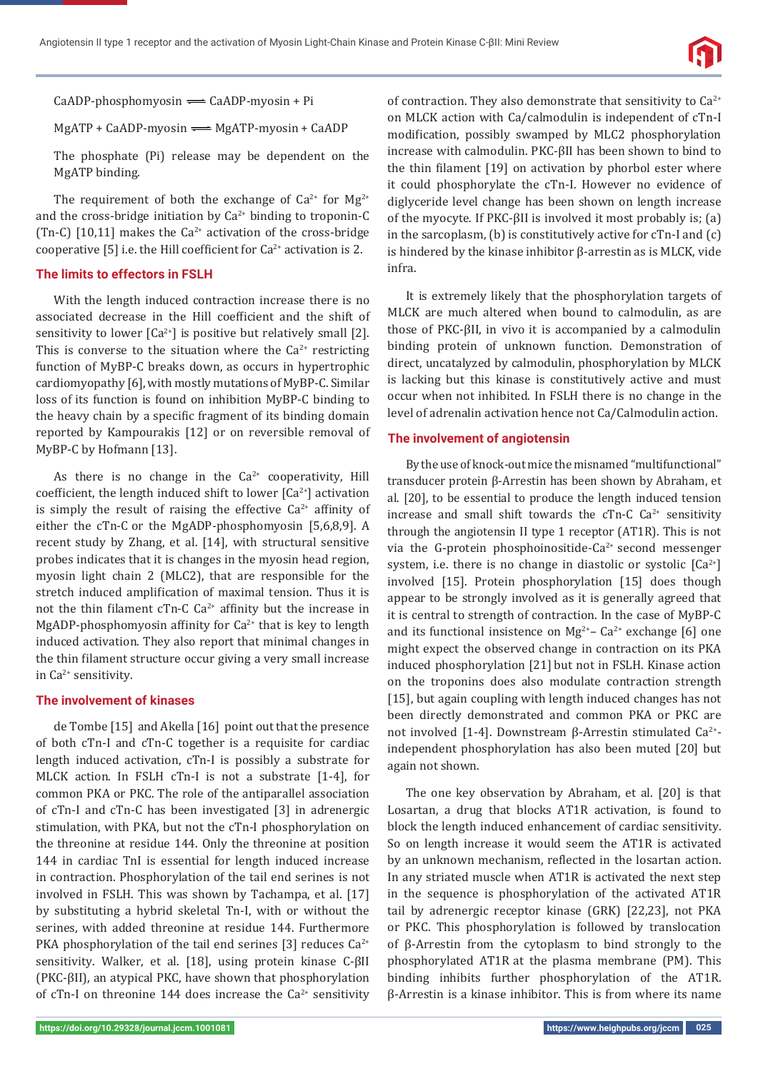$$\text{CaADP-phosphomyosin} \rightleftharpoons \text{CaADP-myosin} + \text{Pi}$$

$$\text{MgATP} + \text{CaADP-myosin} \rightleftharpoons \text{MgATP-myosin} + \text{CaADP}$$

The phosphate (Pi) release may be dependent on the MgATP binding.

The requirement of both the exchange of $Ca^{2+}$ for $Mg^{2+}$ and the cross-bridge initiation by $Ca^{2+}$ binding to troponin-C (Tn-C) [10,11] makes the $Ca^{2+}$ activation of the cross-bridge cooperative [5] i.e. the Hill coefficient for $Ca^{2+}$ activation is 2.

## The limits to effectors in FSLH

With the length induced contraction increase there is no associated decrease in the Hill coefficient and the shift of sensitivity to lower $[Ca^{2+}]$ is positive but relatively small [2]. This is converse to the situation where the $Ca^{2+}$ restricting function of MyBP-C breaks down, as occurs in hypertrophic cardiomyopathy [6], with mostly mutations of MyBP-C. Similar loss of its function is found on inhibition MyBP-C binding to the heavy chain by a specific fragment of its binding domain reported by Kampourakis [12] or on reversible removal of MyBP-C by Hofmann [13].

As there is no change in the $Ca^{2+}$ cooperativity, Hill coefficient, the length induced shift to lower $[Ca^{2+}]$ activation is simply the result of raising the effective $Ca^{2+}$ affinity of either the cTn-C or the MgADP-phosphomyosin [5,6,8,9]. A recent study by Zhang, et al. [14], with structural sensitive probes indicates that it is changes in the myosin head region, myosin light chain 2 (MLC2), that are responsible for the stretch induced amplification of maximal tension. Thus it is not the thin filament cTn-C $Ca^{2+}$ affinity but the increase in MgADP-phosphomyosin affinity for $Ca^{2+}$ that is key to length induced activation. They also report that minimal changes in the thin filament structure occur giving a very small increase in $Ca^{2+}$ sensitivity.

## The involvement of kinases

de Tombe [15] and Akella [16] point out that the presence of both cTn-I and cTn-C together is a requisite for cardiac length induced activation, cTn-I is possibly a substrate for MLCK action. In FSLH cTn-I is not a substrate [1-4], for common PKA or PKC. The role of the antiparallel association of cTn-I and cTn-C has been investigated [3] in adrenergic stimulation, with PKA, but not the cTn-I phosphorylation on the threonine at residue 144. Only the threonine at position 144 in cardiac TnI is essential for length induced increase in contraction. Phosphorylation of the tail end serines is not involved in FSLH. This was shown by Tachampa, et al. [17] by substituting a hybrid skeletal Tn-I, with or without the serines, with added threonine at residue 144. Furthermore PKA phosphorylation of the tail end serines [3] reduces $Ca^{2+}$ sensitivity. Walker, et al. [18], using protein kinase C-βII (PKC-βII), an atypical PKC, have shown that phosphorylation of cTn-I on threonine 144 does increase the $Ca^{2+}$ sensitivity of contraction. They also demonstrate that sensitivity to $Ca^{2+}$ on MLCK action with Ca/calmodulin is independent of cTn-I modification, possibly swamped by MLC2 phosphorylation increase with calmodulin. PKC-βII has been shown to bind to the thin filament [19] on activation by phorbol ester where it could phosphorylate the cTn-I. However no evidence of diglyceride level change has been shown on length increase of the myocyte. If PKC-βII is involved it most probably is; (a) in the sarcoplasm, (b) is constitutively active for cTn-I and (c) is hindered by the kinase inhibitor β-arrestin as is MLCK, vide infra.

It is extremely likely that the phosphorylation targets of MLCK are much altered when bound to calmodulin, as are those of PKC-βII, in vivo it is accompanied by a calmodulin binding protein of unknown function. Demonstration of direct, uncatalyzed by calmodulin, phosphorylation by MLCK is lacking but this kinase is constitutively active and must occur when not inhibited. In FSLH there is no change in the level of adrenalin activation hence not Ca/Calmodulin action.

## The involvement of angiotensin

By the use of knock-out mice the misnamed "multifunctional" transducer protein β-Arrestin has been shown by Abraham, et al. [20], to be essential to produce the length induced tension increase and small shift towards the cTn-C $Ca^{2+}$ sensitivity through the angiotensin II type 1 receptor (AT1R). This is not via the G-protein phosphoinositide-$Ca^{2+}$ second messenger system, i.e. there is no change in diastolic or systolic $[Ca^{2+}]$ involved [15]. Protein phosphorylation [15] does though appear to be strongly involved as it is generally agreed that it is central to strength of contraction. In the case of MyBP-C and its functional insistence on $Mg^{2+}$– $Ca^{2+}$ exchange [6] one might expect the observed change in contraction on its PKA induced phosphorylation [21] but not in FSLH. Kinase action on the troponins does also modulate contraction strength [15], but again coupling with length induced changes has not been directly demonstrated and common PKA or PKC are not involved [1-4]. Downstream β-Arrestin stimulated $Ca^{2+}$-independent phosphorylation has also been muted [20] but again not shown.

The one key observation by Abraham, et al. [20] is that Losartan, a drug that blocks AT1R activation, is found to block the length induced enhancement of cardiac sensitivity. So on length increase it would seem the AT1R is activated by an unknown mechanism, reflected in the losartan action. In any striated muscle when AT1R is activated the next step in the sequence is phosphorylation of the activated AT1R tail by adrenergic receptor kinase (GRK) [22,23], not PKA or PKC. This phosphorylation is followed by translocation of β-Arrestin from the cytoplasm to bind strongly to the phosphorylated AT1R at the plasma membrane (PM). This binding inhibits further phosphorylation of the AT1R. β-Arrestin is a kinase inhibitor. This is from where its name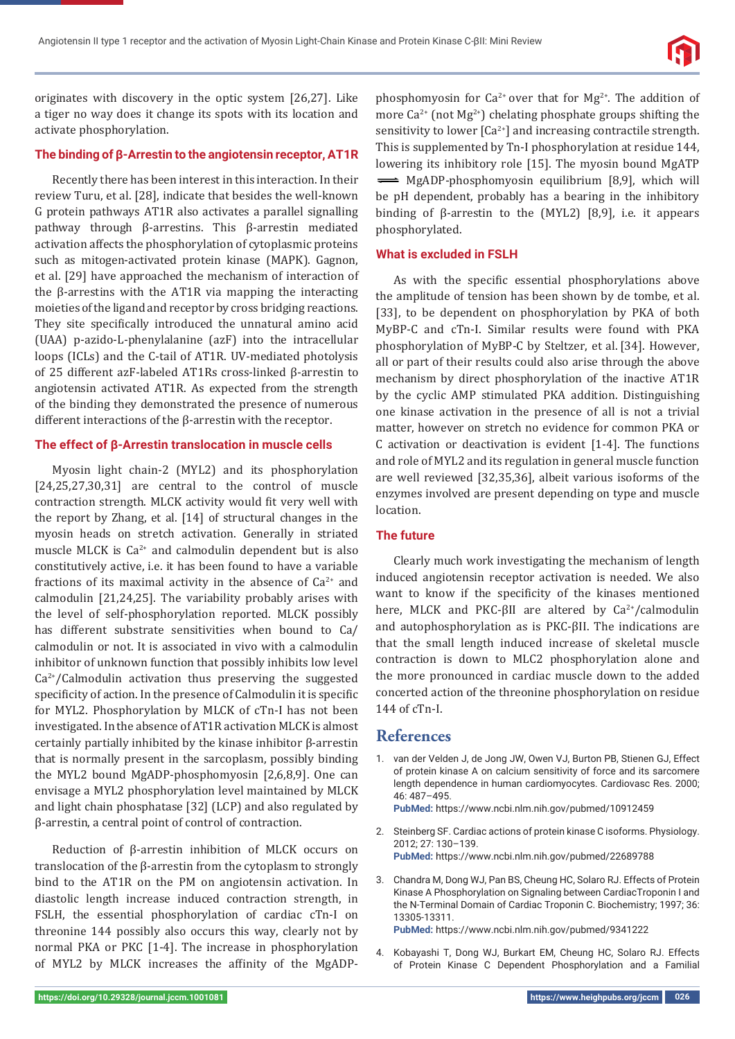originates with discovery in the optic system [26,27]. Like a tiger no way does it change its spots with its location and activate phosphorylation.

## The binding of β-Arrestin to the angiotensin receptor, AT1R

Recently there has been interest in this interaction. In their review Turu, et al. [28], indicate that besides the well-known G protein pathways AT1R also activates a parallel signalling pathway through β-arrestins. This β-arrestin mediated activation affects the phosphorylation of cytoplasmic proteins such as mitogen-activated protein kinase (MAPK). Gagnon, et al. [29] have approached the mechanism of interaction of the β-arrestins with the AT1R via mapping the interacting moieties of the ligand and receptor by cross bridging reactions. They site specifically introduced the unnatural amino acid (UAA) p-azido-L-phenylalanine (azF) into the intracellular loops (ICLs) and the C-tail of AT1R. UV-mediated photolysis of 25 different azF-labeled AT1Rs cross-linked β-arrestin to angiotensin activated AT1R. As expected from the strength of the binding they demonstrated the presence of numerous different interactions of the β-arrestin with the receptor.

## The effect of β-Arrestin translocation in muscle cells

Myosin light chain-2 (MYL2) and its phosphorylation [24,25,27,30,31] are central to the control of muscle contraction strength. MLCK activity would fit very well with the report by Zhang, et al. [14] of structural changes in the myosin heads on stretch activation. Generally in striated muscle MLCK is $Ca^{2+}$ and calmodulin dependent but is also constitutively active, i.e. it has been found to have a variable fractions of its maximal activity in the absence of $Ca^{2+}$ and calmodulin [21,24,25]. The variability probably arises with the level of self-phosphorylation reported. MLCK possibly has different substrate sensitivities when bound to Ca/calmodulin or not. It is associated in vivo with a calmodulin inhibitor of unknown function that possibly inhibits low level $Ca^{2+}$/Calmodulin activation thus preserving the suggested specificity of action. In the presence of Calmodulin it is specific for MYL2. Phosphorylation by MLCK of cTn-I has not been investigated. In the absence of AT1R activation MLCK is almost certainly partially inhibited by the kinase inhibitor β-arrestin that is normally present in the sarcoplasm, possibly binding the MYL2 bound MgADP-phosphomyosin [2,6,8,9]. One can envisage a MYL2 phosphorylation level maintained by MLCK and light chain phosphatase [32] (LCP) and also regulated by β-arrestin, a central point of control of contraction.

Reduction of β-arrestin inhibition of MLCK occurs on translocation of the β-arrestin from the cytoplasm to strongly bind to the AT1R on the PM on angiotensin activation. In diastolic length increase induced contraction strength, in FSLH, the essential phosphorylation of cardiac cTn-I on threonine 144 possibly also occurs this way, clearly not by normal PKA or PKC [1-4]. The increase in phosphorylation of MYL2 by MLCK increases the affinity of the MgADP-phosphomyosin for $Ca^{2+}$ over that for $Mg^{2+}$. The addition of more $Ca^{2+}$ (not $Mg^{2+}$) chelating phosphate groups shifting the sensitivity to lower [$Ca^{2+}$] and increasing contractile strength. This is supplemented by Tn-I phosphorylation at residue 144, lowering its inhibitory role [15]. The myosin bound MgATP $\rightleftharpoons$ MgADP-phosphomyosin equilibrium [8,9], which will be pH dependent, probably has a bearing in the inhibitory binding of β-arrestin to the (MYL2) [8,9], i.e. it appears phosphorylated.

## What is excluded in FSLH

As with the specific essential phosphorylations above the amplitude of tension has been shown by de tombe, et al. [33], to be dependent on phosphorylation by PKA of both MyBP-C and cTn-I. Similar results were found with PKA phosphorylation of MyBP-C by Steltzer, et al. [34]. However, all or part of their results could also arise through the above mechanism by direct phosphorylation of the inactive AT1R by the cyclic AMP stimulated PKA addition. Distinguishing one kinase activation in the presence of all is not a trivial matter, however on stretch no evidence for common PKA or C activation or deactivation is evident [1-4]. The functions and role of MYL2 and its regulation in general muscle function are well reviewed [32,35,36], albeit various isoforms of the enzymes involved are present depending on type and muscle location.

## The future

Clearly much work investigating the mechanism of length induced angiotensin receptor activation is needed. We also want to know if the specificity of the kinases mentioned here, MLCK and PKC-βII are altered by $Ca^{2+}$/calmodulin and autophosphorylation as is PKC-βII. The indications are that the small length induced increase of skeletal muscle contraction is down to MLC2 phosphorylation alone and the more pronounced in cardiac muscle down to the added concerted action of the threonine phosphorylation on residue 144 of cTn-I.

# References

1. van der Velden J, de Jong JW, Owen VJ, Burton PB, Stienen GJ, Effect of protein kinase A on calcium sensitivity of force and its sarcomere length dependence in human cardiomyocytes. Cardiovasc Res. 2000; 46: 487–495.
   **PubMed:** https://www.ncbi.nlm.nih.gov/pubmed/10912459

2. Steinberg SF. Cardiac actions of protein kinase C isoforms. Physiology. 2012; 27: 130–139.
   **PubMed:** https://www.ncbi.nlm.nih.gov/pubmed/22689788

3. Chandra M, Dong WJ, Pan BS, Cheung HC, Solaro RJ. Effects of Protein Kinase A Phosphorylation on Signaling between CardiacTroponin I and the N-Terminal Domain of Cardiac Troponin C. Biochemistry; 1997; 36: 13305-13311.
   **PubMed:** https://www.ncbi.nlm.nih.gov/pubmed/9341222

4. Kobayashi T, Dong WJ, Burkart EM, Cheung HC, Solaro RJ. Effects of Protein Kinase C Dependent Phosphorylation and a Familial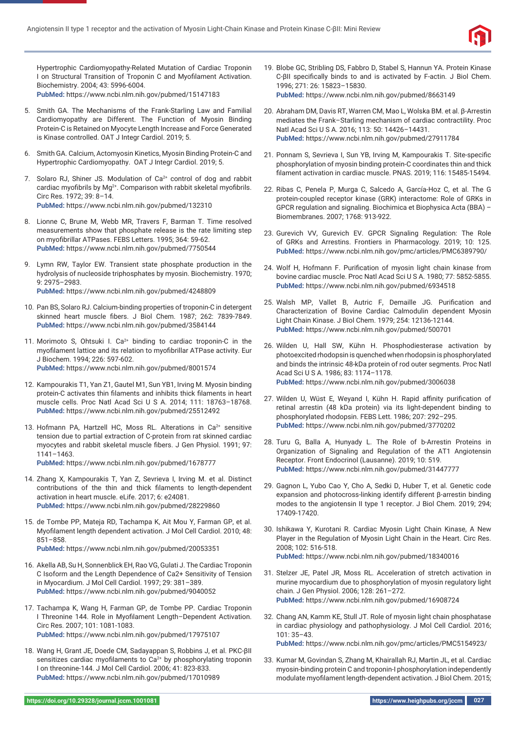Hypertrophic Cardiomyopathy-Related Mutation of Cardiac Troponin I on Structural Transition of Troponin C and Myofilament Activation. Biochemistry. 2004; 43: 5996-6004.
**PubMed:** https://www.ncbi.nlm.nih.gov/pubmed/15147183

5. Smith GA. The Mechanisms of the Frank-Starling Law and Familial Cardiomyopathy are Different. The Function of Myosin Binding Protein-C is Retained on Myocyte Length Increase and Force Generated is Kinase controlled. OAT J Integr Cardiol. 2019; 5.

6. Smith GA. Calcium, Actomyosin Kinetics, Myosin Binding Protein-C and Hypertrophic Cardiomyopathy. OAT J Integr Cardiol. 2019; 5.

7. Solaro RJ, Shiner JS. Modulation of $Ca^{2+}$ control of dog and rabbit cardiac myofibrils by $Mg^{2+}$. Comparison with rabbit skeletal myofibrils. Circ Res. 1972; 39: 8–14.
**PubMed:** https://www.ncbi.nlm.nih.gov/pubmed/132310

8. Lionne C, Brune M, Webb MR, Travers F, Barman T. Time resolved measurements show that phosphate release is the rate limiting step on myofibrillar ATPases. FEBS Letters. 1995; 364: 59-62.
**PubMed:** https://www.ncbi.nlm.nih.gov/pubmed/7750544

9. Lymn RW, Taylor EW. Transient state phosphate production in the hydrolysis of nucleoside triphosphates by myosin. Biochemistry. 1970; 9: 2975–2983.
**PubMed:** https://www.ncbi.nlm.nih.gov/pubmed/4248809

10. Pan BS, Solaro RJ. Calcium-binding properties of troponin-C in detergent skinned heart muscle fibers. J Biol Chem. 1987; 262: 7839-7849.
**PubMed:** https://www.ncbi.nlm.nih.gov/pubmed/3584144

11. Morimoto S, Ohtsuki I. $Ca^{2+}$ binding to cardiac troponin-C in the myofilament lattice and its relation to myofibrillar ATPase activity. Eur J Biochem. 1994; 226: 597-602.
**PubMed:** https://www.ncbi.nlm.nih.gov/pubmed/8001574

12. Kampourakis T1, Yan Z1, Gautel M1, Sun YB1, Irving M. Myosin binding protein-C activates thin filaments and inhibits thick filaments in heart muscle cells. Proc Natl Acad Sci U S A. 2014; 111: 18763–18768.
**PubMed:** https://www.ncbi.nlm.nih.gov/pubmed/25512492

13. Hofmann PA, Hartzell HC, Moss RL. Alterations in $Ca^{2+}$ sensitive tension due to partial extraction of C-protein from rat skinned cardiac myocytes and rabbit skeletal muscle fibers. J Gen Physiol. 1991; 97: 1141–1463.
**PubMed:** https://www.ncbi.nlm.nih.gov/pubmed/1678777

14. Zhang X, Kampourakis T, Yan Z, Sevrieva I, Irving M. et al. Distinct contributions of the thin and thick filaments to length-dependent activation in heart muscle. eLife. 2017; 6: e24081.
**PubMed:** https://www.ncbi.nlm.nih.gov/pubmed/28229860

15. de Tombe PP, Mateja RD, Tachampa K, Ait Mou Y, Farman GP, et al. Myofilament length dependent activation. J Mol Cell Cardiol. 2010; 48: 851–858.
**PubMed:** https://www.ncbi.nlm.nih.gov/pubmed/20053351

16. Akella AB, Su H, Sonnenblick EH, Rao VG, Gulati J. The Cardiac Troponin C Isoform and the Length Dependence of Ca2+ Sensitivity of Tension in Myocardium. J Mol Cell Cardiol. 1997; 29: 381–389.
**PubMed:** https://www.ncbi.nlm.nih.gov/pubmed/9040052

17. Tachampa K, Wang H, Farman GP, de Tombe PP. Cardiac Troponin I Threonine 144. Role in Myofilament Length–Dependent Activation. Circ Res. 2007; 101: 1081-1083.
**PubMed:** https://www.ncbi.nlm.nih.gov/pubmed/17975107

18. Wang H, Grant JE, Doede CM, Sadayappan S, Robbins J, et al. PKC-βII sensitizes cardiac myofilaments to $Ca^{2+}$ by phosphorylating troponin I on threonine-144. J Mol Cell Cardiol. 2006; 41: 823-833.
**PubMed:** https://www.ncbi.nlm.nih.gov/pubmed/17010989

19. Blobe GC, Stribling DS, Fabbro D, Stabel S, Hannun YA. Protein Kinase C-βII specifically binds to and is activated by F-actin. J Biol Chem. 1996; 271: 26: 15823–15830.
**PubMed:** https://www.ncbi.nlm.nih.gov/pubmed/8663149

20. Abraham DM, Davis RT, Warren CM, Mao L, Wolska BM. et al. β-Arrestin mediates the Frank–Starling mechanism of cardiac contractility. Proc Natl Acad Sci U S A. 2016; 113: 50: 14426–14431.
**PubMed:** https://www.ncbi.nlm.nih.gov/pubmed/27911784

21. Ponnam S, Sevrieva I, Sun YB, Irving M, Kampourakis T. Site-specific phosphorylation of myosin binding protein-C coordinates thin and thick filament activation in cardiac muscle. PNAS. 2019; 116: 15485-15494.

22. Ribas C, Penela P, Murga C, Salcedo A, García-Hoz C, et al. The G protein-coupled receptor kinase (GRK) interactome: Role of GRKs in GPCR regulation and signaling. Biochimica et Biophysica Acta (BBA) – Biomembranes. 2007; 1768: 913-922.

23. Gurevich VV, Gurevich EV. GPCR Signaling Regulation: The Role of GRKs and Arrestins. Frontiers in Pharmacology. 2019; 10: 125.
**PubMed:** https://www.ncbi.nlm.nih.gov/pmc/articles/PMC6389790/

24. Wolf H, Hofmann F. Purification of myosin light chain kinase from bovine cardiac muscle. Proc Natl Acad Sci U S A. 1980; 77: 5852-5855.
**PubMed:** https://www.ncbi.nlm.nih.gov/pubmed/6934518

25. Walsh MP, Vallet B, Autric F, Demaille JG. Purification and Characterization of Bovine Cardiac Calmodulin dependent Myosin Light Chain Kinase. J Biol Chem. 1979; 254: 12136-12144.
**PubMed:** https://www.ncbi.nlm.nih.gov/pubmed/500701

26. Wilden U, Hall SW, Kühn H. Phosphodiesterase activation by photoexcited rhodopsin is quenched when rhodopsin is phosphorylated and binds the intrinsic 48-kDa protein of rod outer segments. Proc Natl Acad Sci U S A. 1986; 83: 1174–1178.
**PubMed:** https://www.ncbi.nlm.nih.gov/pubmed/3006038

27. Wilden U, Wüst E, Weyand I, Kühn H. Rapid affinity purification of retinal arrestin (48 kDa protein) via its light-dependent binding to phosphorylated rhodopsin. FEBS Lett. 1986; 207: 292–295.
**PubMed:** https://www.ncbi.nlm.nih.gov/pubmed/3770202

28. Turu G, Balla A, Hunyady L. The Role of b-Arrestin Proteins in Organization of Signaling and Regulation of the AT1 Angiotensin Receptor. Front Endocrinol (Lausanne). 2019; 10: 519.
**PubMed:** https://www.ncbi.nlm.nih.gov/pubmed/31447777

29. Gagnon L, Yubo Cao Y, Cho A, Sedki D, Huber T, et al. Genetic code expansion and photocross-linking identify different β-arrestin binding modes to the angiotensin II type 1 receptor. J Biol Chem. 2019; 294; 17409-17420.

30. Ishikawa Y, Kurotani R. Cardiac Myosin Light Chain Kinase, A New Player in the Regulation of Myosin Light Chain in the Heart. Circ Res. 2008; 102: 516-518.
**PubMed:** https://www.ncbi.nlm.nih.gov/pubmed/18340016

31. Stelzer JE, Patel JR, Moss RL. Acceleration of stretch activation in murine myocardium due to phosphorylation of myosin regulatory light chain. J Gen Physiol. 2006; 128: 261–272.
**PubMed:** https://www.ncbi.nlm.nih.gov/pubmed/16908724

32. Chang AN, Kamm KE, Stull JT. Role of myosin light chain phosphatase in cardiac physiology and pathophysiology. J Mol Cell Cardiol. 2016; 101: 35–43.
**PubMed:** https://www.ncbi.nlm.nih.gov/pmc/articles/PMC5154923/

33. Kumar M, Govindan S, Zhang M, Khairallah RJ, Martin JL, et al. Cardiac myosin-binding protein C and troponin-I phosphorylation independently modulate myofilament length-dependent activation. J Biol Chem. 2015;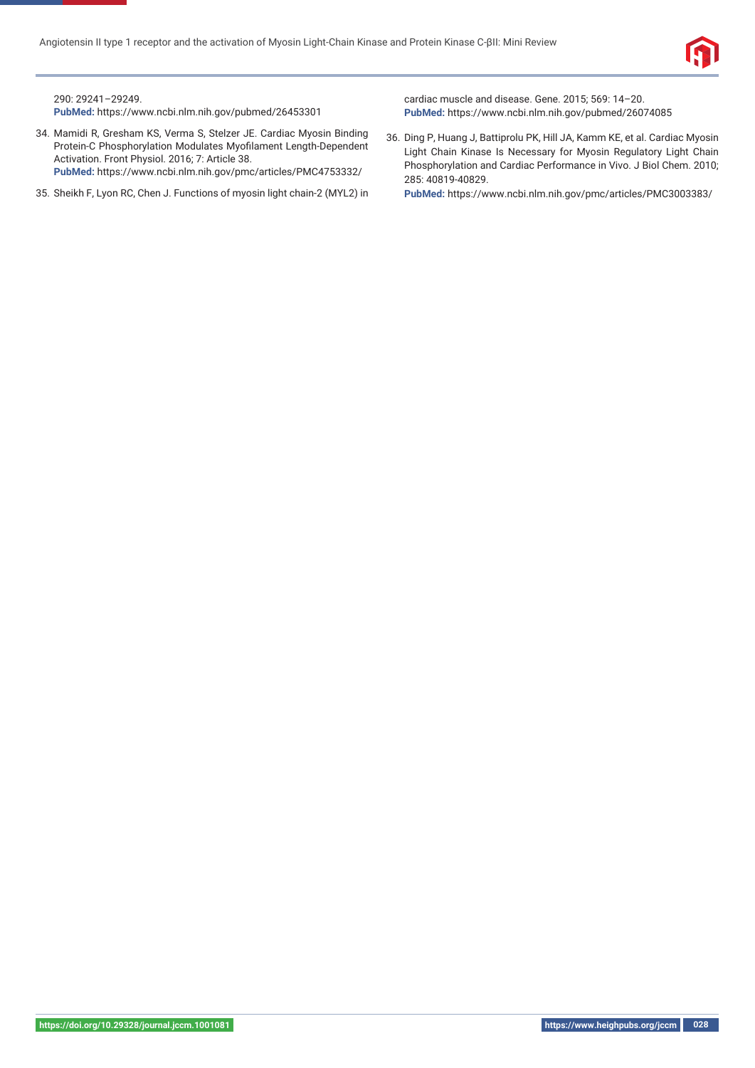290: 29241–29249.
**PubMed:** https://www.ncbi.nlm.nih.gov/pubmed/26453301

34. Mamidi R, Gresham KS, Verma S, Stelzer JE. Cardiac Myosin Binding Protein-C Phosphorylation Modulates Myofilament Length-Dependent Activation. Front Physiol. 2016; 7: Article 38.
**PubMed:** https://www.ncbi.nlm.nih.gov/pmc/articles/PMC4753332/

35. Sheikh F, Lyon RC, Chen J. Functions of myosin light chain-2 (MYL2) in cardiac muscle and disease. Gene. 2015; 569: 14–20.
**PubMed:** https://www.ncbi.nlm.nih.gov/pubmed/26074085

36. Ding P, Huang J, Battiprolu PK, Hill JA, Kamm KE, et al. Cardiac Myosin Light Chain Kinase Is Necessary for Myosin Regulatory Light Chain Phosphorylation and Cardiac Performance in Vivo. J Biol Chem. 2010; 285: 40819-40829.
**PubMed:** https://www.ncbi.nlm.nih.gov/pmc/articles/PMC3003383/